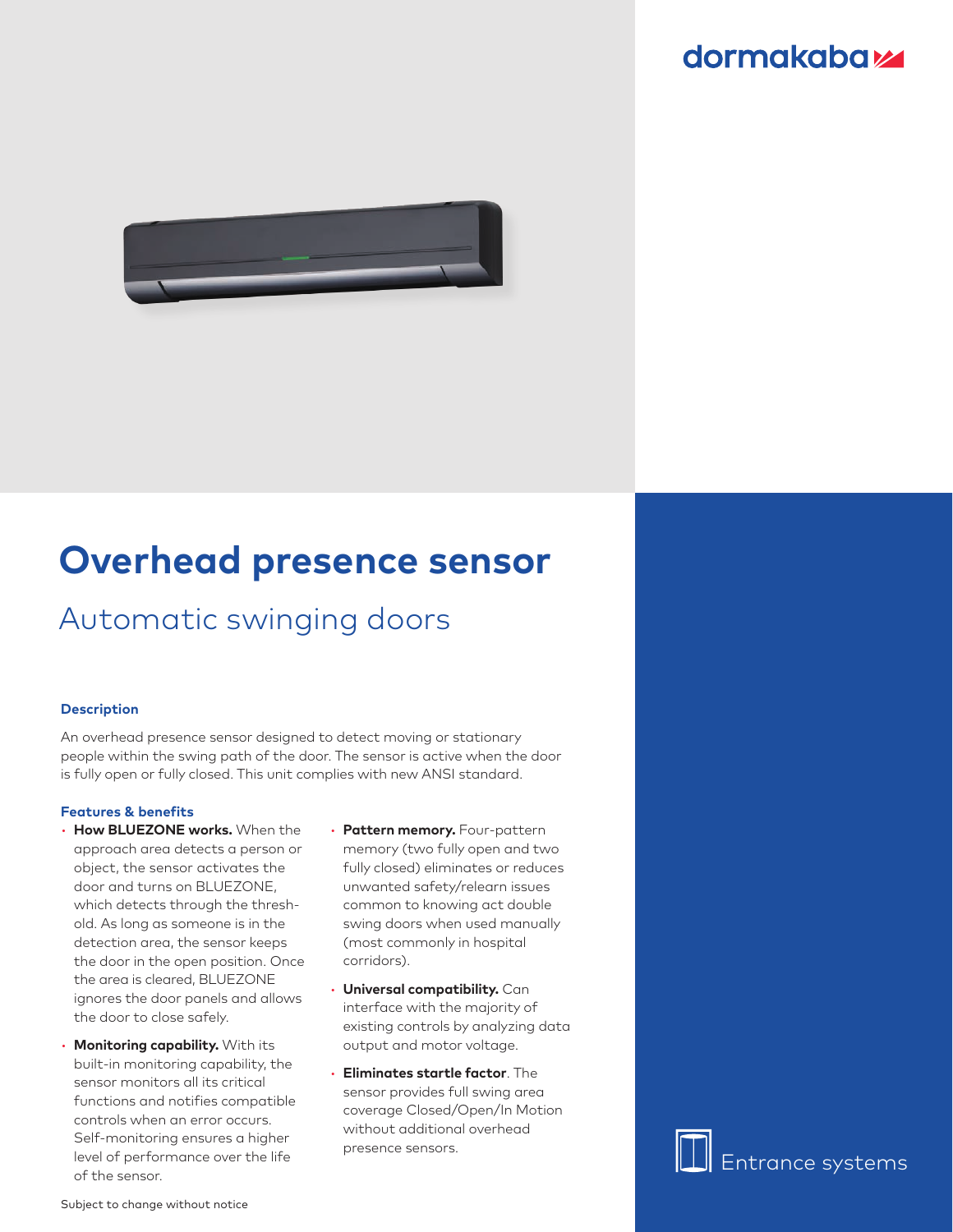dormakaba

# Overhead presence sensor

## Automatic swinging doors

### Description

An overhead presence sensor designed to detect moving or stationary people within the swing path of the door. The sensor is active when the door is fully open or fully closed. This unit complies with new ANSI standard.

### Features & benefits

- **How BLUEZONE works.** When the approach area detects a person or object, the sensor activates the door and turns on BLUEZONE, which detects through the threshold. As long as someone is in the detection area, the sensor keeps the door in the open position. Once the area is cleared, BLUEZONE ignores the door panels and allows the door to close safely.
- **Monitoring capability.** With its built-in monitoring capability, the sensor monitors all its critical functions and notifies compatible controls when an error occurs. Self-monitoring ensures a higher level of performance over the life of the sensor.
- **Pattern memory.** Four-pattern memory (two fully open and two fully closed) eliminates or reduces unwanted safety/relearn issues common to knowing act double swing doors when used manually (most commonly in hospital corridors).
- **Universal compatibility.** Can interface with the majority of existing controls by analyzing data output and motor voltage.
- **Eliminates startle factor**. The sensor provides full swing area coverage Closed/Open/In Motion without additional overhead presence sensors.

Subject to change without notice

Entrance systems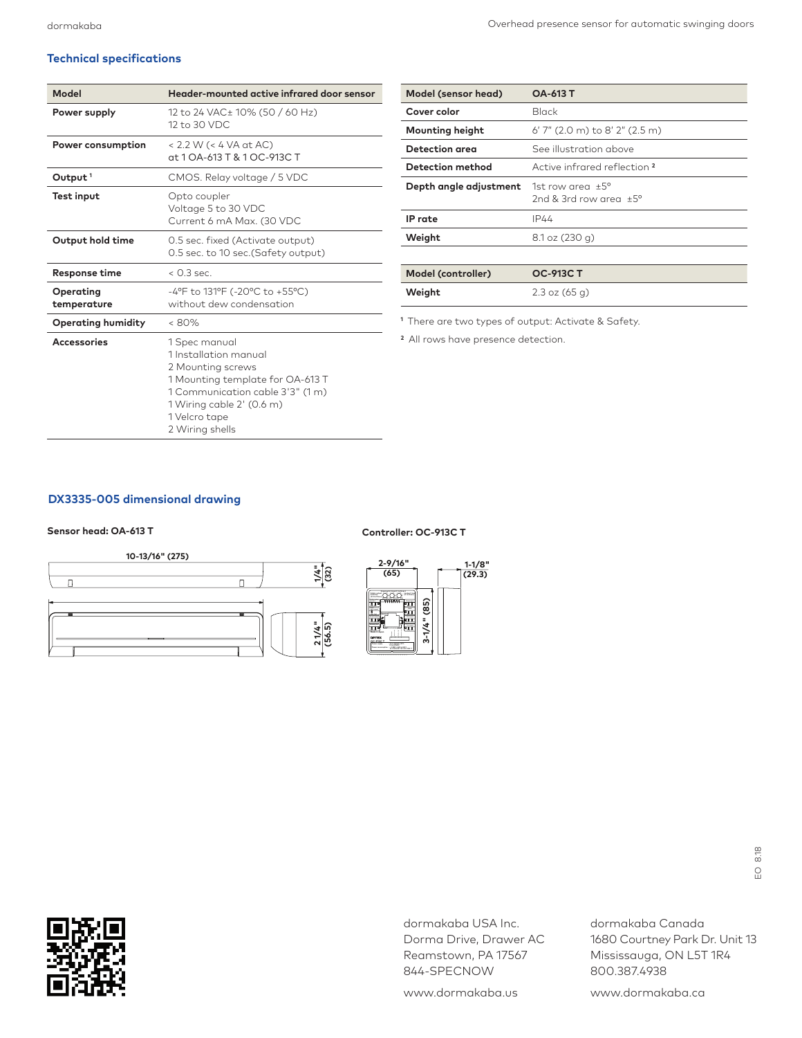## Technical specifications

| Model | Header-mounted active infrared door sensor |
|---|---|
| **Power supply** | 12 to 24 VAC± 10% (50 / 60 Hz)<br>12 to 30 VDC |
| **Power consumption** | < 2.2 W (< 4 VA at AC)<br>at 1 OA-613 T & 1 OC-913C T |
| **Output** [1] | CMOS. Relay voltage / 5 VDC |
| **Test input** | Opto coupler<br>Voltage 5 to 30 VDC<br>Current 6 mA Max. (30 VDC |
| **Output hold time** | 0.5 sec. fixed (Activate output)<br>0.5 sec. to 10 sec.(Safety output) |
| **Response time** | < 0.3 sec. |
| **Operating temperature** | -4°F to 131°F (-20°C to +55°C)<br>without dew condensation |
| **Operating humidity** | < 80% |
| **Accessories** | 1 Spec manual<br>1 Installation manual<br>2 Mounting screws<br>1 Mounting template for OA-613 T<br>1 Communication cable 3'3" (1 m)<br>1 Wiring cable 2' (0.6 m)<br>1 Velcro tape<br>2 Wiring shells |

| Model (sensor head) | OA-613 T |
|---|---|
| **Cover color** | Black |
| **Mounting height** | 6' 7" (2.0 m) to 8' 2" (2.5 m) |
| **Detection area** | See illustration above |
| **Detection method** | Active infrared reflection [2] |
| **Depth angle adjustment** | 1st row area ±5°<br>2nd & 3rd row area ±5° |
| **IP rate** | IP44 |
| **Weight** | 8.1 oz (230 g) |

| Model (controller) | OC-913C T |
|---|---|
| **Weight** | 2.3 oz (65 g) |

[1] There are two types of output: Activate & Safety.

[2] All rows have presence detection.

## DX3335-005 dimensional drawing

**Sensor head: OA-613 T**

10-13/16" (275)

1/4" (32)

2 1/4" (56.5)

**Controller: OC-913C T**

2-9/16" (65)

1-1/8" (29.3)

3-1/4" (85)

EO 8.18

dormakaba USA Inc.
Dorma Drive, Drawer AC
Reamstown, PA 17567
844-SPECNOW

www.dormakaba.us

dormakaba Canada
1680 Courtney Park Dr. Unit 13
Mississauga, ON L5T 1R4
800.387.4938

www.dormakaba.ca